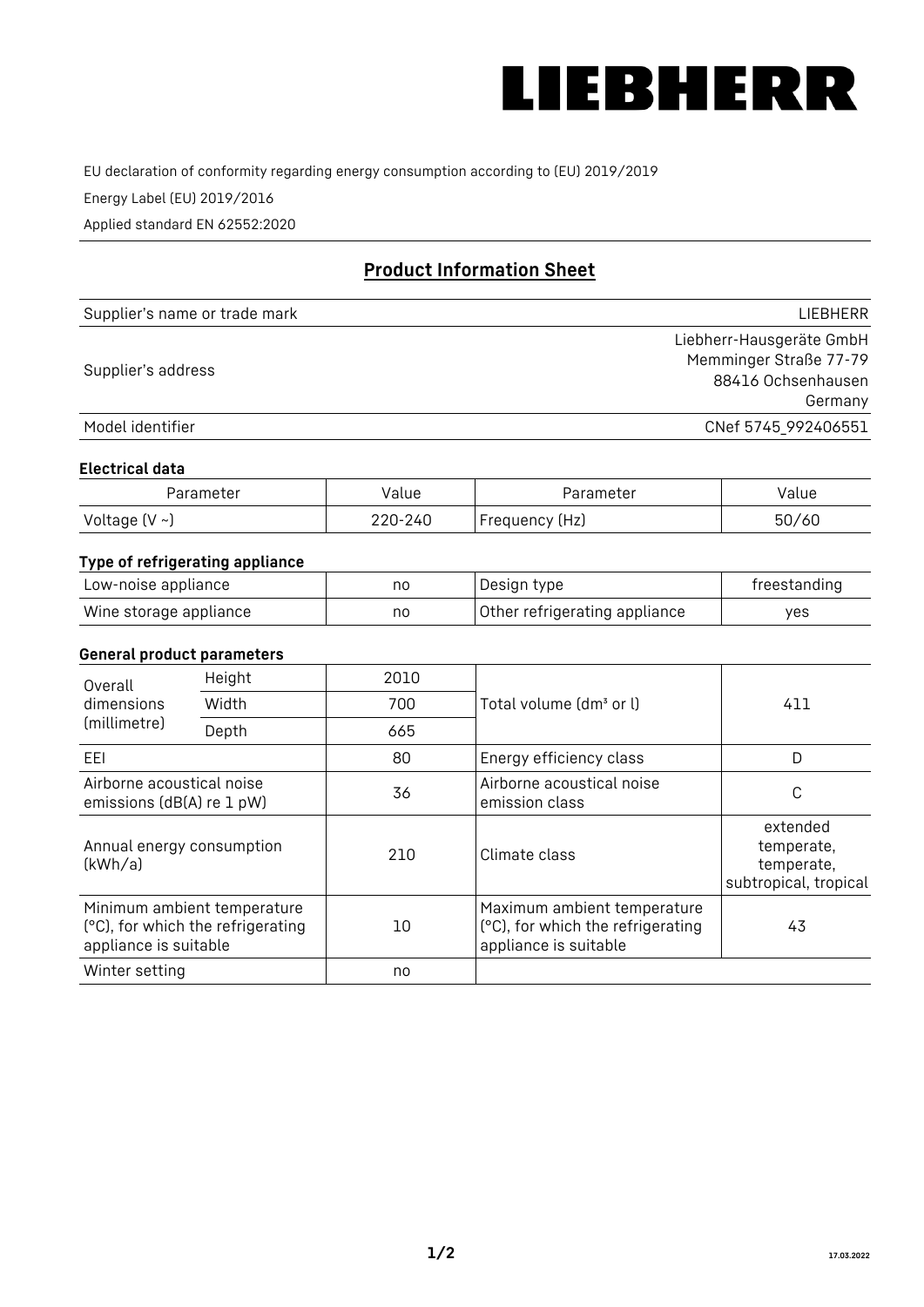# LIEBHERR

EU declaration of conformity regarding energy consumption according to (EU) 2019/2019

Energy Label (EU) 2019/2016

Applied standard EN 62552:2020

## Product Information Sheet

| | |
|---|---|
| Supplier's name or trade mark | LIEBHERR |
| Supplier's address | Liebherr-Hausgeräte GmbH<br>Memminger Straße 77-79<br>88416 Ochsenhausen<br>Germany |
| Model identifier | CNef 5745_992406551 |

### Electrical data

| Parameter | Value | Parameter | Value |
|---|---|---|---|
| Voltage (V ~) | 220-240 | Frequency (Hz) | 50/60 |

### Type of refrigerating appliance

| | | | |
|---|---|---|---|
| Low-noise appliance | no | Design type | freestanding |
| Wine storage appliance | no | Other refrigerating appliance | yes |

### General product parameters

| | | | | |
|---|---|---|---|---|
| Overall dimensions (millimetre) | Height | 2010 | Total volume (dm³ or l) | 411 |
| | Width | 700 | | |
| | Depth | 665 | | |
| EEI | | 80 | Energy efficiency class | D |
| Airborne acoustical noise emissions (dB(A) re 1 pW) | | 36 | Airborne acoustical noise emission class | C |
| Annual energy consumption (kWh/a) | | 210 | Climate class | extended temperate, temperate, subtropical, tropical |
| Minimum ambient temperature (°C), for which the refrigerating appliance is suitable | | 10 | Maximum ambient temperature (°C), for which the refrigerating appliance is suitable | 43 |
| Winter setting | | no | | |

17.03.2022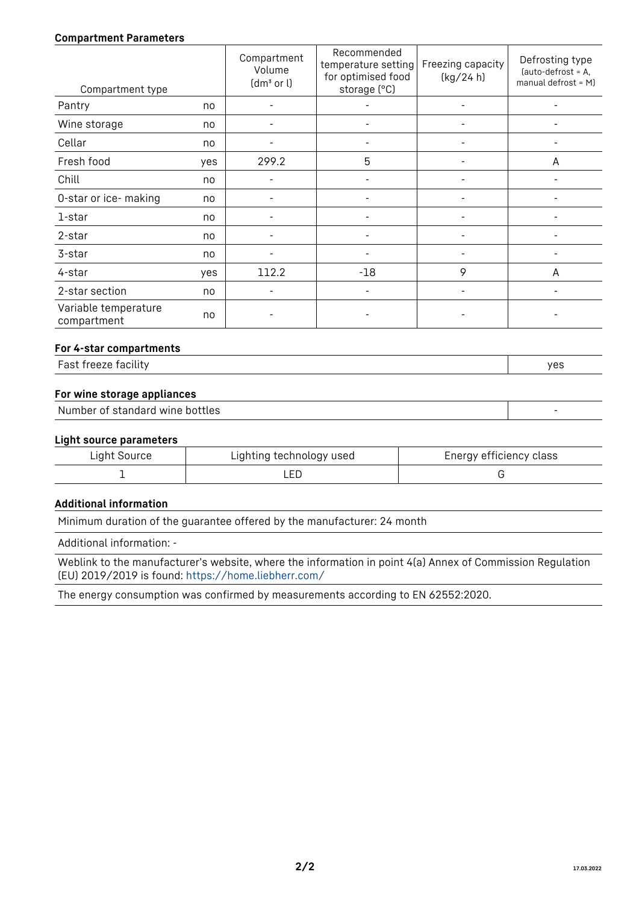**Compartment Parameters**

| Compartment type | | Compartment Volume (dm³ or l) | Recommended temperature setting for optimised food storage (°C) | Freezing capacity (kg/24 h) | Defrosting type (auto-defrost = A, manual defrost = M) |
|---|---|---|---|---|---|
| Pantry | no | - | - | - | - |
| Wine storage | no | - | - | - | - |
| Cellar | no | - | - | - | - |
| Fresh food | yes | 299.2 | 5 | - | A |
| Chill | no | - | - | - | - |
| 0-star or ice- making | no | - | - | - | - |
| 1-star | no | - | - | - | - |
| 2-star | no | - | - | - | - |
| 3-star | no | - | - | - | - |
| 4-star | yes | 112.2 | -18 | 9 | A |
| 2-star section | no | - | - | - | - |
| Variable temperature compartment | no | - | - | - | - |

**For 4-star compartments**

| | |
|---|---|
| Fast freeze facility | yes |

**For wine storage appliances**

| | |
|---|---|
| Number of standard wine bottles | - |

**Light source parameters**

| Light Source | Lighting technology used | Energy efficiency class |
|---|---|---|
| 1 | LED | G |

**Additional information**

Minimum duration of the guarantee offered by the manufacturer: 24 month

Additional information: -

Weblink to the manufacturer's website, where the information in point 4(a) Annex of Commission Regulation (EU) 2019/2019 is found: https://home.liebherr.com/

The energy consumption was confirmed by measurements according to EN 62552:2020.

17.03.2022